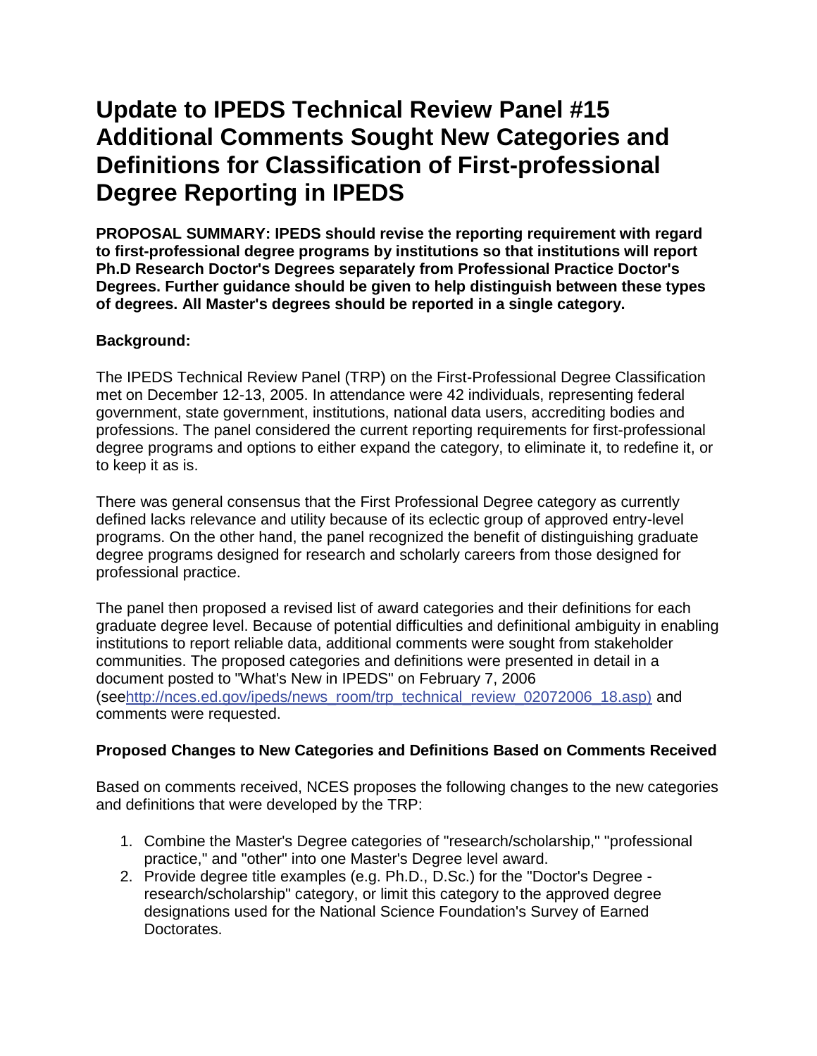# Update to IPEDS Technical Review Panel #15 Additional Comments Sought New Categories and Definitions for Classification of First-professional Degree Reporting in IPEDS

**PROPOSAL SUMMARY: IPEDS should revise the reporting requirement with regard to first-professional degree programs by institutions so that institutions will report Ph.D Research Doctor's Degrees separately from Professional Practice Doctor's Degrees. Further guidance should be given to help distinguish between these types of degrees. All Master's degrees should be reported in a single category.**

**Background:**

The IPEDS Technical Review Panel (TRP) on the First-Professional Degree Classification met on December 12-13, 2005. In attendance were 42 individuals, representing federal government, state government, institutions, national data users, accrediting bodies and professions. The panel considered the current reporting requirements for first-professional degree programs and options to either expand the category, to eliminate it, to redefine it, or to keep it as is.

There was general consensus that the First Professional Degree category as currently defined lacks relevance and utility because of its eclectic group of approved entry-level programs. On the other hand, the panel recognized the benefit of distinguishing graduate degree programs designed for research and scholarly careers from those designed for professional practice.

The panel then proposed a revised list of award categories and their definitions for each graduate degree level. Because of potential difficulties and definitional ambiguity in enabling institutions to report reliable data, additional comments were sought from stakeholder communities. The proposed categories and definitions were presented in detail in a document posted to "What's New in IPEDS" on February 7, 2006 (see[http://nces.ed.gov/ipeds/news_room/trp_technical_review_02072006_18.asp)](http://nces.ed.gov/ipeds/news_room/trp_technical_review_02072006_18.asp) and comments were requested.

**Proposed Changes to New Categories and Definitions Based on Comments Received**

Based on comments received, NCES proposes the following changes to the new categories and definitions that were developed by the TRP:

1. Combine the Master's Degree categories of "research/scholarship," "professional practice," and "other" into one Master's Degree level award.
2. Provide degree title examples (e.g. Ph.D., D.Sc.) for the "Doctor's Degree - research/scholarship" category, or limit this category to the approved degree designations used for the National Science Foundation's Survey of Earned Doctorates.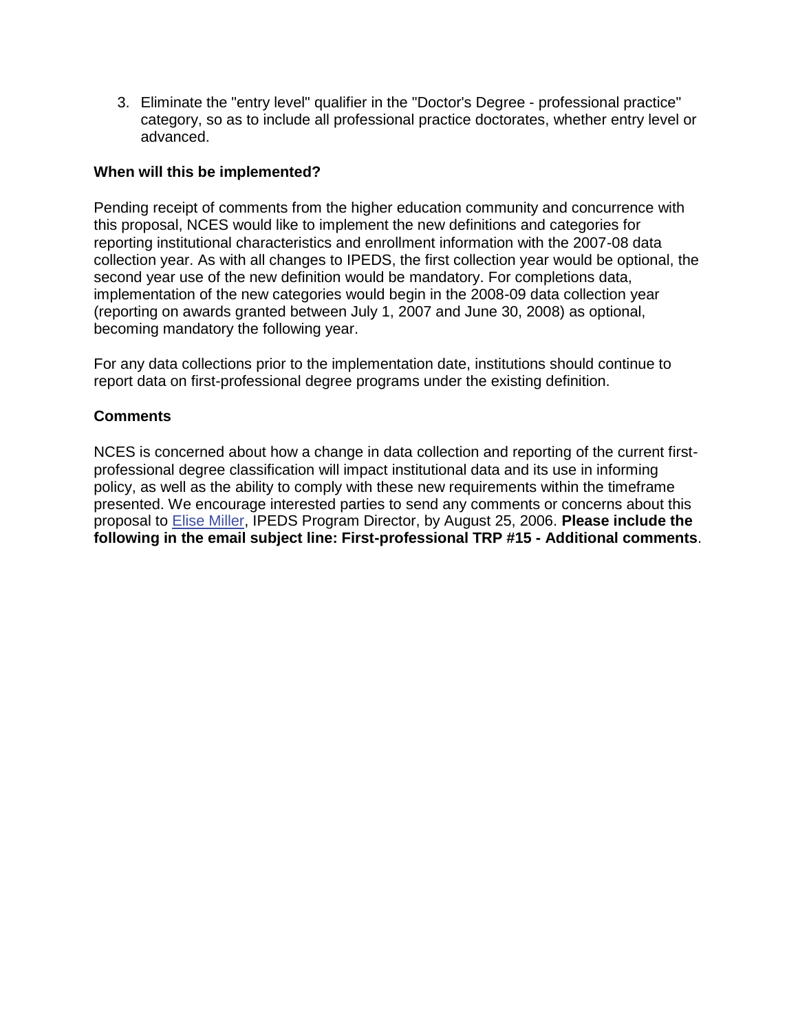3. Eliminate the "entry level" qualifier in the "Doctor's Degree - professional practice" category, so as to include all professional practice doctorates, whether entry level or advanced.

**When will this be implemented?**

Pending receipt of comments from the higher education community and concurrence with this proposal, NCES would like to implement the new definitions and categories for reporting institutional characteristics and enrollment information with the 2007-08 data collection year. As with all changes to IPEDS, the first collection year would be optional, the second year use of the new definition would be mandatory. For completions data, implementation of the new categories would begin in the 2008-09 data collection year (reporting on awards granted between July 1, 2007 and June 30, 2008) as optional, becoming mandatory the following year.

For any data collections prior to the implementation date, institutions should continue to report data on first-professional degree programs under the existing definition.

**Comments**

NCES is concerned about how a change in data collection and reporting of the current first-professional degree classification will impact institutional data and its use in informing policy, as well as the ability to comply with these new requirements within the timeframe presented. We encourage interested parties to send any comments or concerns about this proposal to Elise Miller, IPEDS Program Director, by August 25, 2006. **Please include the following in the email subject line: First-professional TRP #15 - Additional comments**.